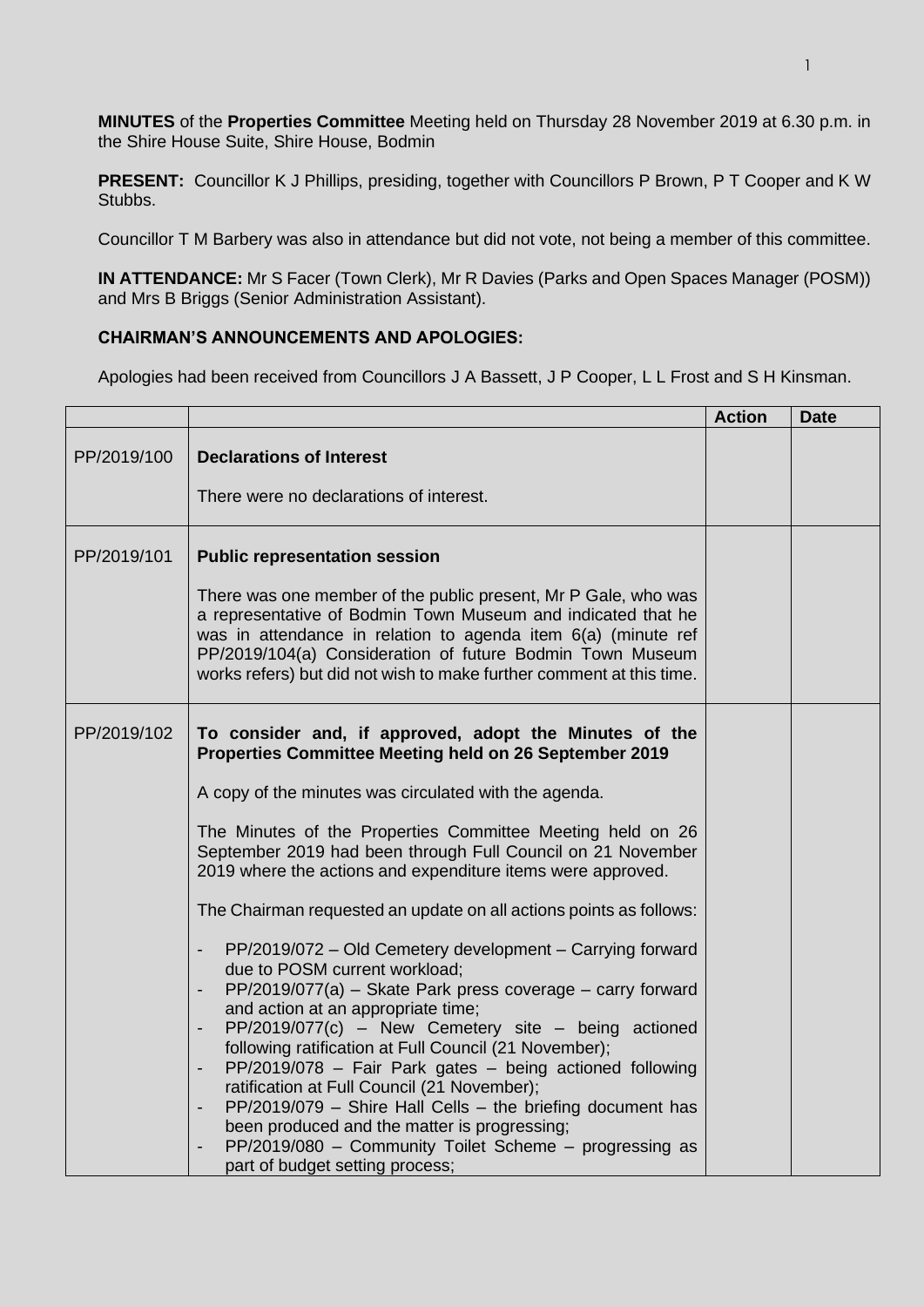**MINUTES** of the **Properties Committee** Meeting held on Thursday 28 November 2019 at 6.30 p.m. in the Shire House Suite, Shire House, Bodmin

**PRESENT:** Councillor K J Phillips, presiding, together with Councillors P Brown, P T Cooper and K W Stubbs.

Councillor T M Barbery was also in attendance but did not vote, not being a member of this committee.

**IN ATTENDANCE:** Mr S Facer (Town Clerk), Mr R Davies (Parks and Open Spaces Manager (POSM)) and Mrs B Briggs (Senior Administration Assistant).

**CHAIRMAN'S ANNOUNCEMENTS AND APOLOGIES:**

Apologies had been received from Councillors J A Bassett, J P Cooper, L L Frost and S H Kinsman.

| | | Action | Date |
|---|---|---|---|
| PP/2019/100 | **Declarations of Interest**<br><br>There were no declarations of interest. | | |
| PP/2019/101 | **Public representation session**<br><br>There was one member of the public present, Mr P Gale, who was a representative of Bodmin Town Museum and indicated that he was in attendance in relation to agenda item 6(a) (minute ref PP/2019/104(a) Consideration of future Bodmin Town Museum works refers) but did not wish to make further comment at this time. | | |
| PP/2019/102 | **To consider and, if approved, adopt the Minutes of the Properties Committee Meeting held on 26 September 2019**<br><br>A copy of the minutes was circulated with the agenda.<br><br>The Minutes of the Properties Committee Meeting held on 26 September 2019 had been through Full Council on 21 November 2019 where the actions and expenditure items were approved.<br><br>The Chairman requested an update on all actions points as follows:<br><br>- PP/2019/072 – Old Cemetery development – Carrying forward due to POSM current workload;<br>- PP/2019/077(a) – Skate Park press coverage – carry forward and action at an appropriate time;<br>- PP/2019/077(c) – New Cemetery site – being actioned following ratification at Full Council (21 November);<br>- PP/2019/078 – Fair Park gates – being actioned following ratification at Full Council (21 November);<br>- PP/2019/079 – Shire Hall Cells – the briefing document has been produced and the matter is progressing;<br>- PP/2019/080 – Community Toilet Scheme – progressing as part of budget setting process; | | |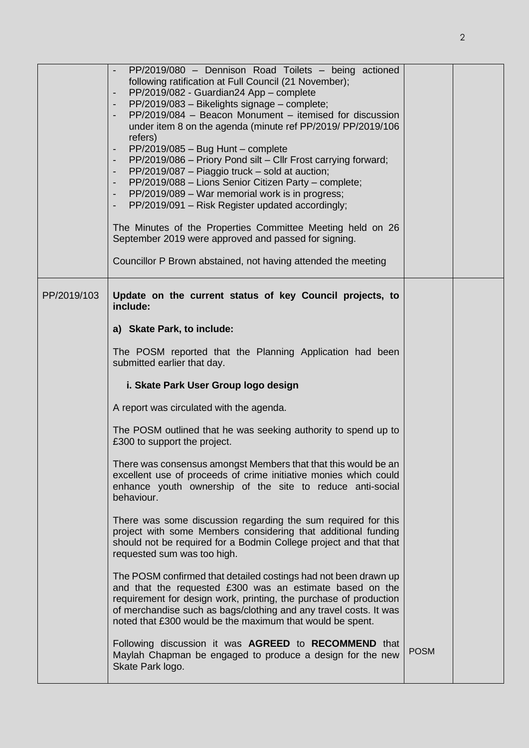| | | | |
|---|---|---|---|
| | - PP/2019/080 – Dennison Road Toilets – being actioned following ratification at Full Council (21 November);<br>- PP/2019/082 - Guardian24 App – complete<br>- PP/2019/083 – Bikelights signage – complete;<br>- PP/2019/084 – Beacon Monument – itemised for discussion under item 8 on the agenda (minute ref PP/2019/ PP/2019/106 refers)<br>- PP/2019/085 – Bug Hunt – complete<br>- PP/2019/086 – Priory Pond silt – Cllr Frost carrying forward;<br>- PP/2019/087 – Piaggio truck – sold at auction;<br>- PP/2019/088 – Lions Senior Citizen Party – complete;<br>- PP/2019/089 – War memorial work is in progress;<br>- PP/2019/091 – Risk Register updated accordingly;<br><br>The Minutes of the Properties Committee Meeting held on 26 September 2019 were approved and passed for signing.<br><br>Councillor P Brown abstained, not having attended the meeting | | |
| PP/2019/103 | **Update on the current status of key Council projects, to include:**<br><br>**a) Skate Park, to include:**<br><br>The POSM reported that the Planning Application had been submitted earlier that day.<br><br>**i. Skate Park User Group logo design**<br><br>A report was circulated with the agenda.<br><br>The POSM outlined that he was seeking authority to spend up to £300 to support the project.<br><br>There was consensus amongst Members that that this would be an excellent use of proceeds of crime initiative monies which could enhance youth ownership of the site to reduce anti-social behaviour.<br><br>There was some discussion regarding the sum required for this project with some Members considering that additional funding should not be required for a Bodmin College project and that that requested sum was too high.<br><br>The POSM confirmed that detailed costings had not been drawn up and that the requested £300 was an estimate based on the requirement for design work, printing, the purchase of production of merchandise such as bags/clothing and any travel costs. It was noted that £300 would be the maximum that would be spent.<br><br>Following discussion it was **AGREED** to **RECOMMEND** that Maylah Chapman be engaged to produce a design for the new Skate Park logo. | POSM | |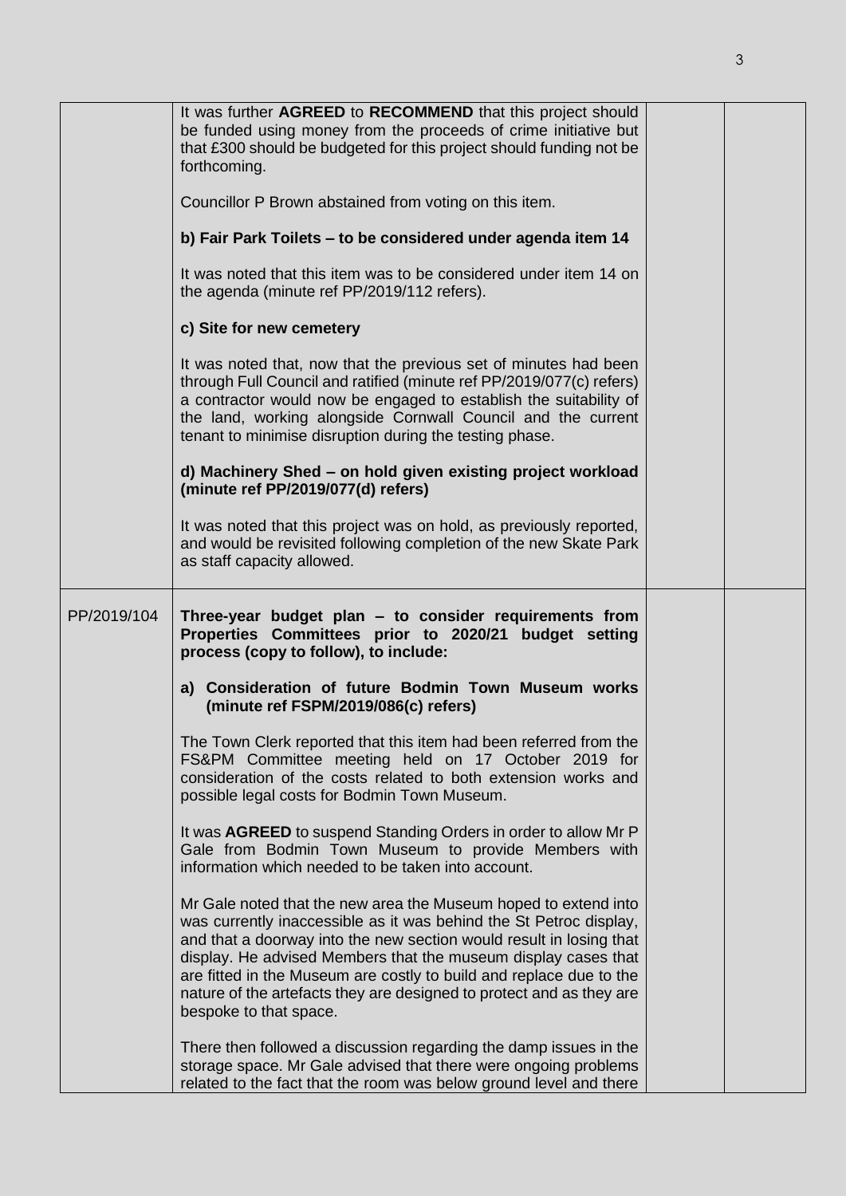| | | | |
|---|---|---|---|
| | It was further **AGREED** to **RECOMMEND** that this project should be funded using money from the proceeds of crime initiative but that £300 should be budgeted for this project should funding not be forthcoming.<br><br>Councillor P Brown abstained from voting on this item.<br><br>**b) Fair Park Toilets – to be considered under agenda item 14**<br><br>It was noted that this item was to be considered under item 14 on the agenda (minute ref PP/2019/112 refers).<br><br>**c) Site for new cemetery**<br><br>It was noted that, now that the previous set of minutes had been through Full Council and ratified (minute ref PP/2019/077(c) refers) a contractor would now be engaged to establish the suitability of the land, working alongside Cornwall Council and the current tenant to minimise disruption during the testing phase.<br><br>**d) Machinery Shed – on hold given existing project workload (minute ref PP/2019/077(d) refers)**<br><br>It was noted that this project was on hold, as previously reported, and would be revisited following completion of the new Skate Park as staff capacity allowed. | | |
| PP/2019/104 | **Three-year budget plan – to consider requirements from Properties Committees prior to 2020/21 budget setting process (copy to follow), to include:**<br><br>**a) Consideration of future Bodmin Town Museum works (minute ref FSPM/2019/086(c) refers)**<br><br>The Town Clerk reported that this item had been referred from the FS&PM Committee meeting held on 17 October 2019 for consideration of the costs related to both extension works and possible legal costs for Bodmin Town Museum.<br><br>It was **AGREED** to suspend Standing Orders in order to allow Mr P Gale from Bodmin Town Museum to provide Members with information which needed to be taken into account.<br><br>Mr Gale noted that the new area the Museum hoped to extend into was currently inaccessible as it was behind the St Petroc display, and that a doorway into the new section would result in losing that display. He advised Members that the museum display cases that are fitted in the Museum are costly to build and replace due to the nature of the artefacts they are designed to protect and as they are bespoke to that space.<br><br>There then followed a discussion regarding the damp issues in the storage space. Mr Gale advised that there were ongoing problems related to the fact that the room was below ground level and there | | |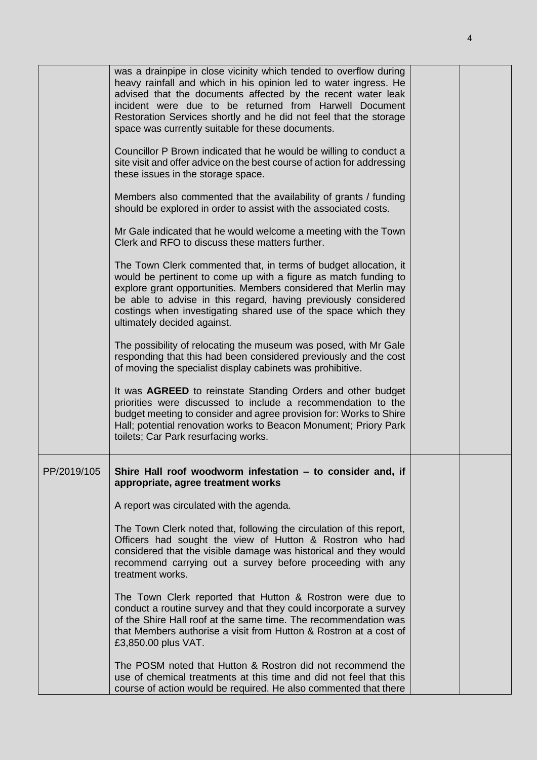| | | | |
|---|---|---|---|
| | was a drainpipe in close vicinity which tended to overflow during heavy rainfall and which in his opinion led to water ingress. He advised that the documents affected by the recent water leak incident were due to be returned from Harwell Document Restoration Services shortly and he did not feel that the storage space was currently suitable for these documents.<br><br>Councillor P Brown indicated that he would be willing to conduct a site visit and offer advice on the best course of action for addressing these issues in the storage space.<br><br>Members also commented that the availability of grants / funding should be explored in order to assist with the associated costs.<br><br>Mr Gale indicated that he would welcome a meeting with the Town Clerk and RFO to discuss these matters further.<br><br>The Town Clerk commented that, in terms of budget allocation, it would be pertinent to come up with a figure as match funding to explore grant opportunities. Members considered that Merlin may be able to advise in this regard, having previously considered costings when investigating shared use of the space which they ultimately decided against.<br><br>The possibility of relocating the museum was posed, with Mr Gale responding that this had been considered previously and the cost of moving the specialist display cabinets was prohibitive.<br><br>It was **AGREED** to reinstate Standing Orders and other budget priorities were discussed to include a recommendation to the budget meeting to consider and agree provision for: Works to Shire Hall; potential renovation works to Beacon Monument; Priory Park toilets; Car Park resurfacing works. | | |
| PP/2019/105 | **Shire Hall roof woodworm infestation – to consider and, if appropriate, agree treatment works**<br><br>A report was circulated with the agenda.<br><br>The Town Clerk noted that, following the circulation of this report, Officers had sought the view of Hutton & Rostron who had considered that the visible damage was historical and they would recommend carrying out a survey before proceeding with any treatment works.<br><br>The Town Clerk reported that Hutton & Rostron were due to conduct a routine survey and that they could incorporate a survey of the Shire Hall roof at the same time. The recommendation was that Members authorise a visit from Hutton & Rostron at a cost of £3,850.00 plus VAT.<br><br>The POSM noted that Hutton & Rostron did not recommend the use of chemical treatments at this time and did not feel that this course of action would be required. He also commented that there | | |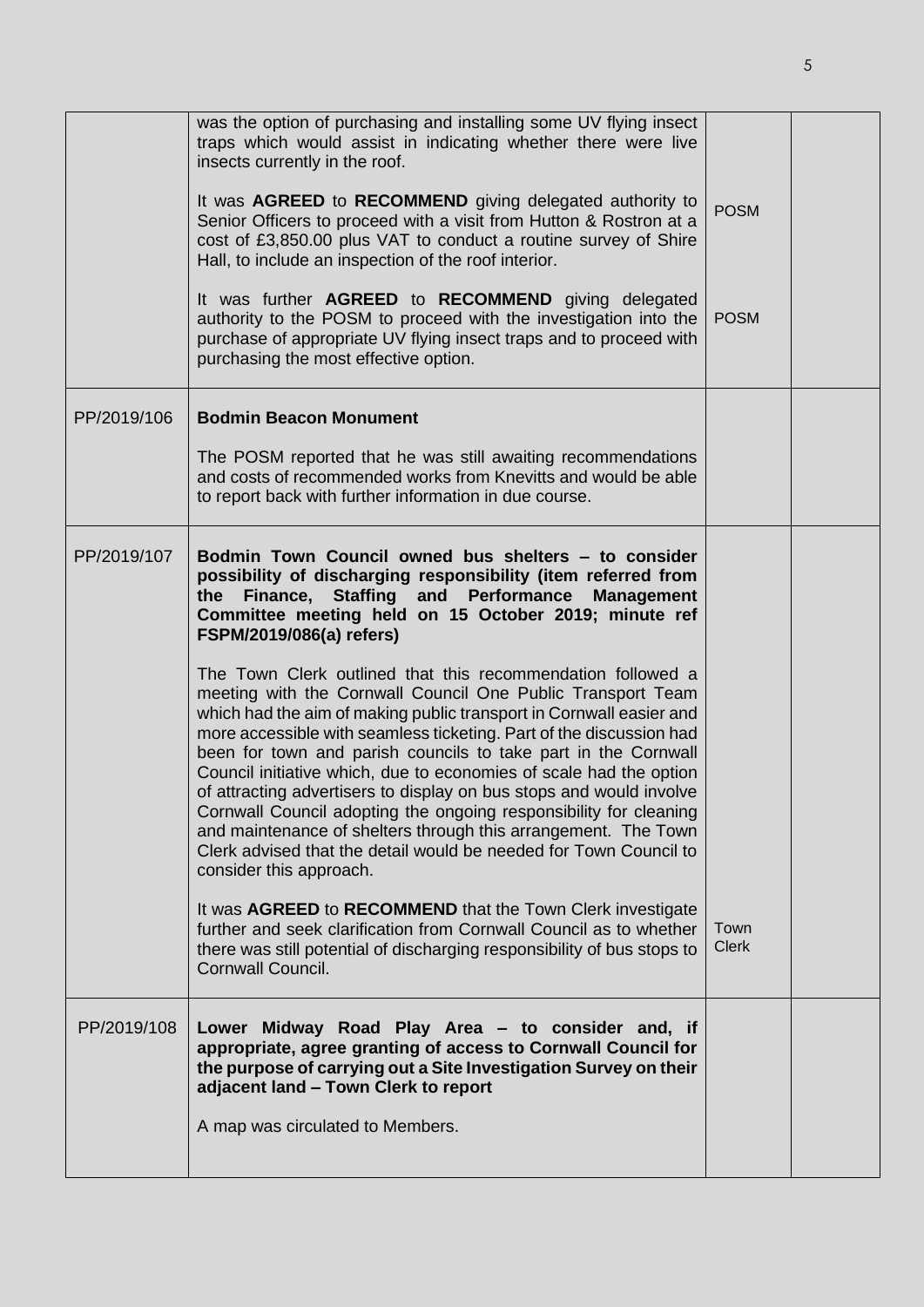| | | | |
|---|---|---|---|
| | was the option of purchasing and installing some UV flying insect traps which would assist in indicating whether there were live insects currently in the roof.<br><br>It was **AGREED** to **RECOMMEND** giving delegated authority to Senior Officers to proceed with a visit from Hutton & Rostron at a cost of £3,850.00 plus VAT to conduct a routine survey of Shire Hall, to include an inspection of the roof interior.<br><br>It was further **AGREED** to **RECOMMEND** giving delegated authority to the POSM to proceed with the investigation into the purchase of appropriate UV flying insect traps and to proceed with purchasing the most effective option. | POSM<br><br>POSM | |
| PP/2019/106 | **Bodmin Beacon Monument**<br><br>The POSM reported that he was still awaiting recommendations and costs of recommended works from Knevitts and would be able to report back with further information in due course. | | |
| PP/2019/107 | **Bodmin Town Council owned bus shelters – to consider possibility of discharging responsibility (item referred from the Finance, Staffing and Performance Management Committee meeting held on 15 October 2019; minute ref FSPM/2019/086(a) refers)**<br><br>The Town Clerk outlined that this recommendation followed a meeting with the Cornwall Council One Public Transport Team which had the aim of making public transport in Cornwall easier and more accessible with seamless ticketing. Part of the discussion had been for town and parish councils to take part in the Cornwall Council initiative which, due to economies of scale had the option of attracting advertisers to display on bus stops and would involve Cornwall Council adopting the ongoing responsibility for cleaning and maintenance of shelters through this arrangement. The Town Clerk advised that the detail would be needed for Town Council to consider this approach.<br><br>It was **AGREED** to **RECOMMEND** that the Town Clerk investigate further and seek clarification from Cornwall Council as to whether there was still potential of discharging responsibility of bus stops to Cornwall Council. | Town Clerk | |
| PP/2019/108 | **Lower Midway Road Play Area – to consider and, if appropriate, agree granting of access to Cornwall Council for the purpose of carrying out a Site Investigation Survey on their adjacent land – Town Clerk to report**<br><br>A map was circulated to Members. | | |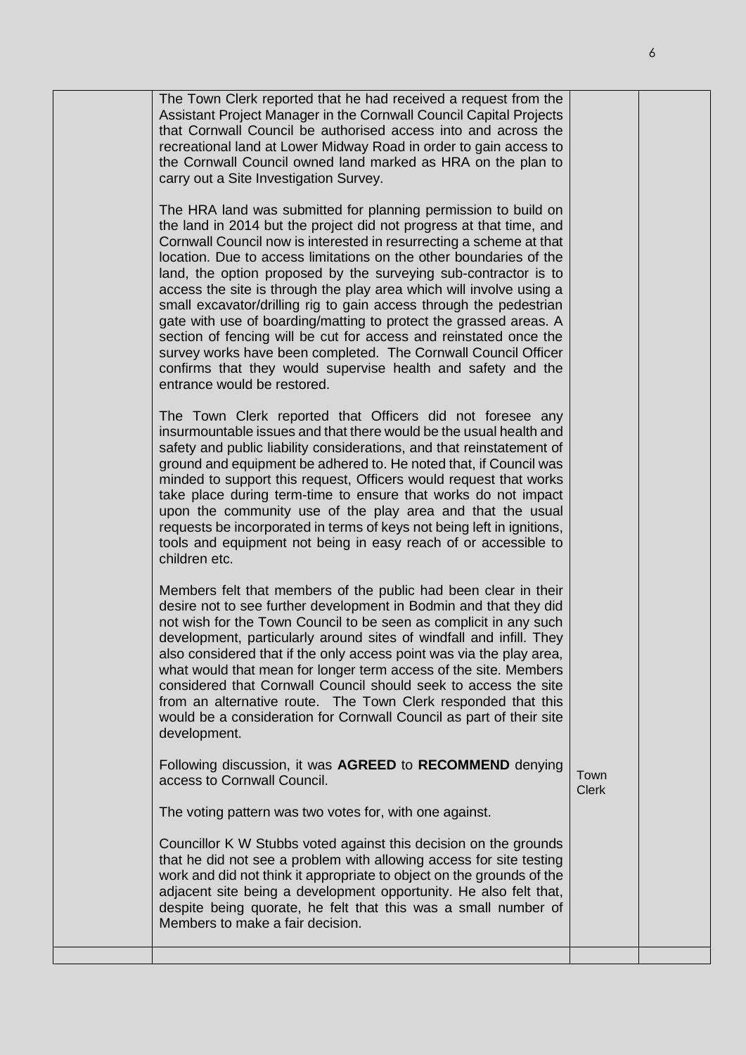| | | | |
|---|---|---|---|
| | The Town Clerk reported that he had received a request from the Assistant Project Manager in the Cornwall Council Capital Projects that Cornwall Council be authorised access into and across the recreational land at Lower Midway Road in order to gain access to the Cornwall Council owned land marked as HRA on the plan to carry out a Site Investigation Survey.<br><br>The HRA land was submitted for planning permission to build on the land in 2014 but the project did not progress at that time, and Cornwall Council now is interested in resurrecting a scheme at that location. Due to access limitations on the other boundaries of the land, the option proposed by the surveying sub-contractor is to access the site is through the play area which will involve using a small excavator/drilling rig to gain access through the pedestrian gate with use of boarding/matting to protect the grassed areas. A section of fencing will be cut for access and reinstated once the survey works have been completed. The Cornwall Council Officer confirms that they would supervise health and safety and the entrance would be restored.<br><br>The Town Clerk reported that Officers did not foresee any insurmountable issues and that there would be the usual health and safety and public liability considerations, and that reinstatement of ground and equipment be adhered to. He noted that, if Council was minded to support this request, Officers would request that works take place during term-time to ensure that works do not impact upon the community use of the play area and that the usual requests be incorporated in terms of keys not being left in ignitions, tools and equipment not being in easy reach of or accessible to children etc.<br><br>Members felt that members of the public had been clear in their desire not to see further development in Bodmin and that they did not wish for the Town Council to be seen as complicit in any such development, particularly around sites of windfall and infill. They also considered that if the only access point was via the play area, what would that mean for longer term access of the site. Members considered that Cornwall Council should seek to access the site from an alternative route. The Town Clerk responded that this would be a consideration for Cornwall Council as part of their site development.<br><br>Following discussion, it was **AGREED** to **RECOMMEND** denying access to Cornwall Council.<br><br>The voting pattern was two votes for, with one against.<br><br>Councillor K W Stubbs voted against this decision on the grounds that he did not see a problem with allowing access for site testing work and did not think it appropriate to object on the grounds of the adjacent site being a development opportunity. He also felt that, despite being quorate, he felt that this was a small number of Members to make a fair decision. | Town Clerk | |
| | | | |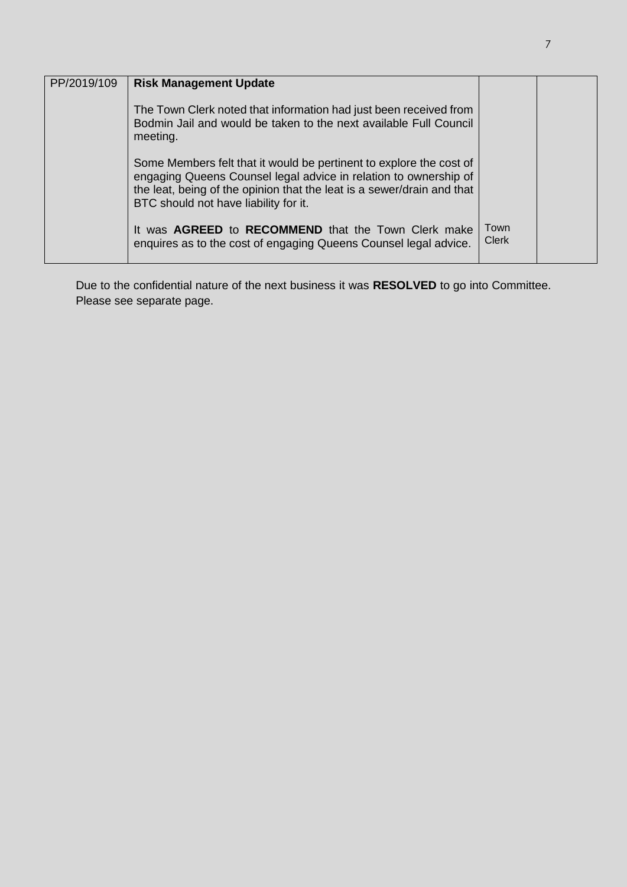| | | | |
|---|---|---|---|
| PP/2019/109 | **Risk Management Update**<br><br>The Town Clerk noted that information had just been received from Bodmin Jail and would be taken to the next available Full Council meeting.<br><br>Some Members felt that it would be pertinent to explore the cost of engaging Queens Counsel legal advice in relation to ownership of the leat, being of the opinion that the leat is a sewer/drain and that BTC should not have liability for it.<br><br>It was **AGREED** to **RECOMMEND** that the Town Clerk make enquires as to the cost of engaging Queens Counsel legal advice. | Town Clerk | |

Due to the confidential nature of the next business it was **RESOLVED** to go into Committee. Please see separate page.